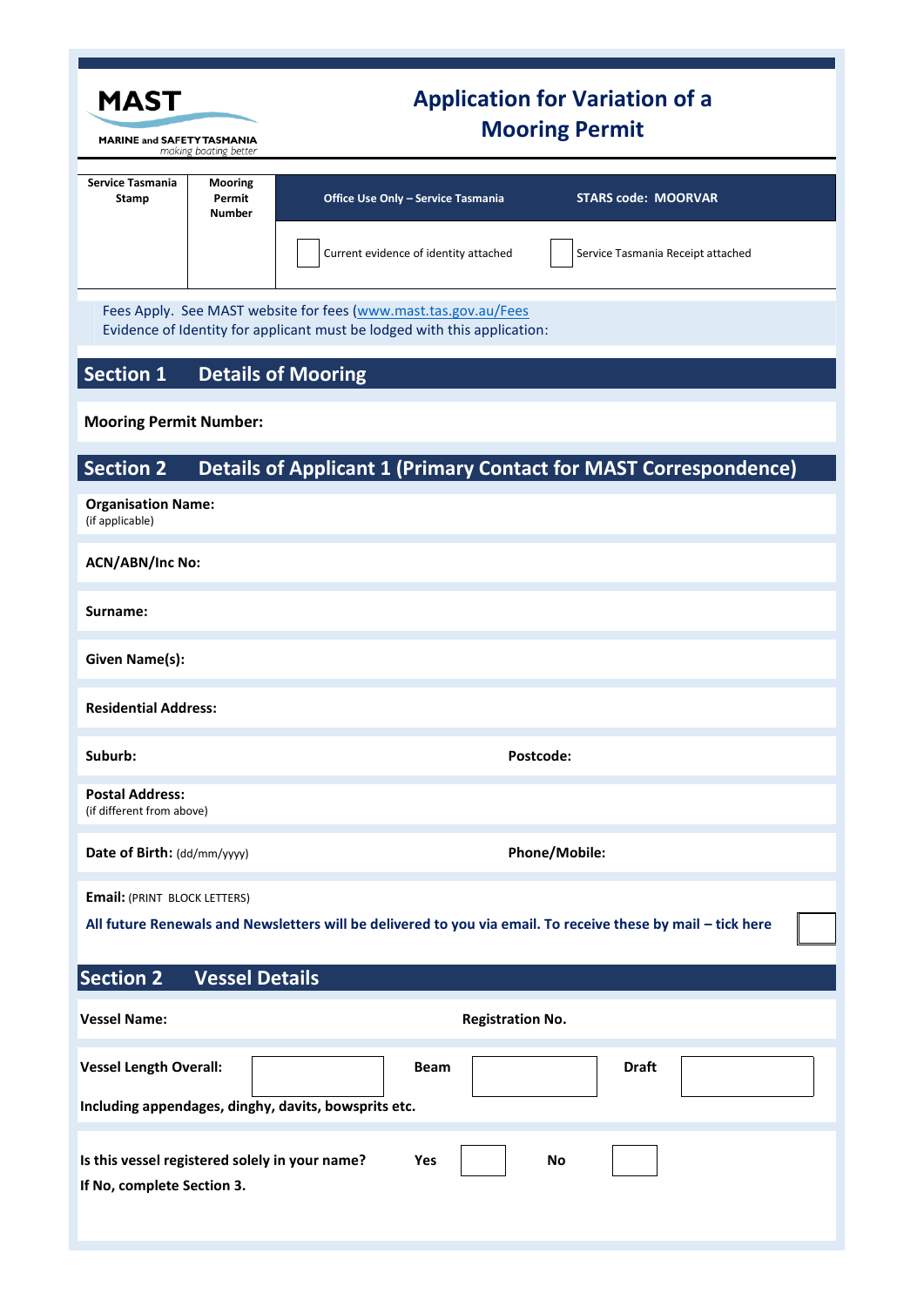**MAST**
MARINE and SAFETY TASMANIA
*making boating better*

# Application for Variation of a Mooring Permit

| Service Tasmania Stamp | Mooring Permit Number | Office Use Only – Service Tasmania | STARS code: MOORVAR |
|---|---|---|---|
| | | ☐ Current evidence of identity attached | ☐ Service Tasmania Receipt attached |

Fees Apply. See MAST website for fees (www.mast.tas.gov.au/Fees
Evidence of Identity for applicant must be lodged with this application:

## Section 1 Details of Mooring

**Mooring Permit Number:**

## Section 2 Details of Applicant 1 (Primary Contact for MAST Correspondence)

**Organisation Name:**
(if applicable)

**ACN/ABN/Inc No:**

**Surname:**

**Given Name(s):**

**Residential Address:**

**Suburb:** **Postcode:**

**Postal Address:**
(if different from above)

**Date of Birth:** (dd/mm/yyyy) **Phone/Mobile:**

**Email:** (PRINT BLOCK LETTERS)

**All future Renewals and Newsletters will be delivered to you via email. To receive these by mail – tick here** ☐

## Section 2 Vessel Details

**Vessel Name:** **Registration No.**

**Vessel Length Overall:** ☐ **Beam** ☐ **Draft** ☐

**Including appendages, dinghy, davits, bowsprits etc.**

**Is this vessel registered solely in your name?** **Yes** ☐ **No** ☐

**If No, complete Section 3.**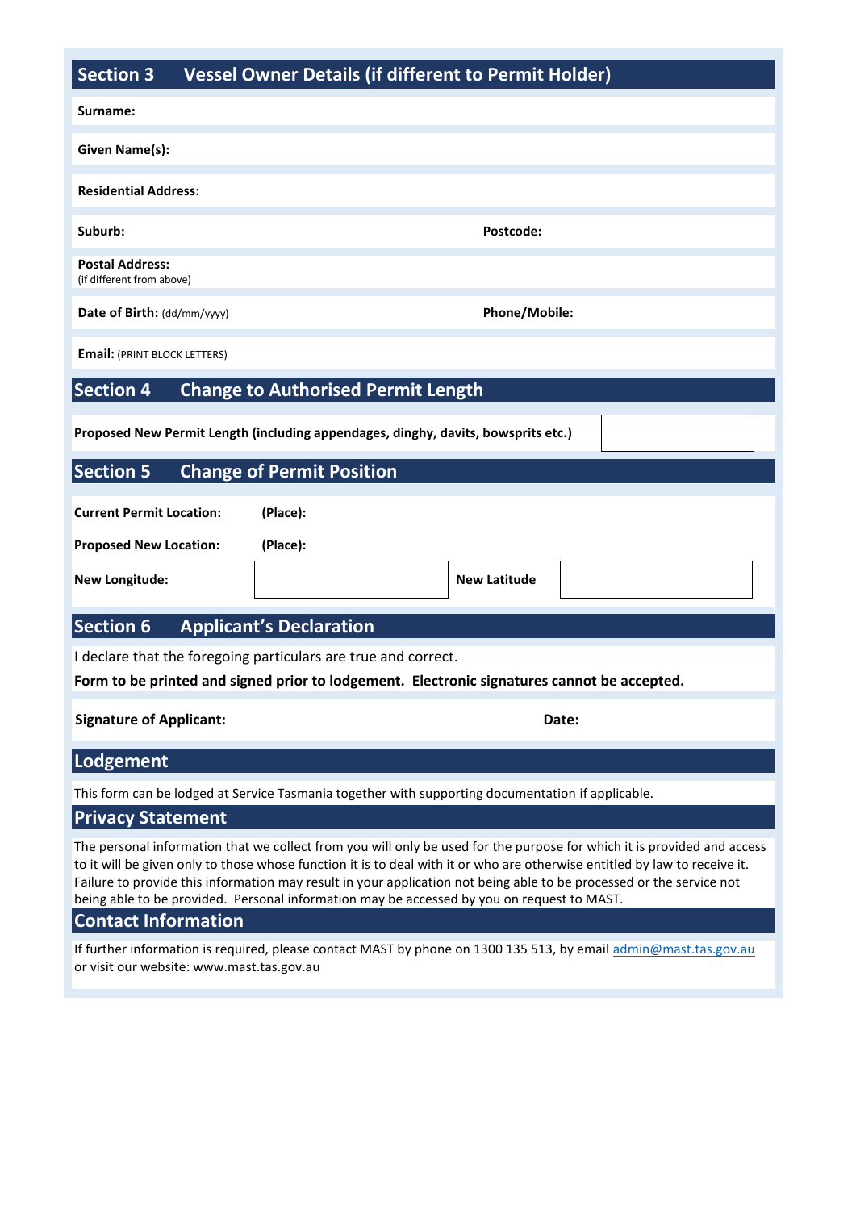## Section 3 Vessel Owner Details (if different to Permit Holder)

**Surname:**

**Given Name(s):**

**Residential Address:**

**Suburb:** **Postcode:**

**Postal Address:**
(if different from above)

**Date of Birth:** (dd/mm/yyyy) **Phone/Mobile:**

**Email:** (PRINT BLOCK LETTERS)

## Section 4 Change to Authorised Permit Length

**Proposed New Permit Length (including appendages, dinghy, davits, bowsprits etc.)**

## Section 5 Change of Permit Position

**Current Permit Location:** **(Place):**

**Proposed New Location:** **(Place):**

**New Longitude:** **New Latitude**

## Section 6 Applicant's Declaration

I declare that the foregoing particulars are true and correct.

**Form to be printed and signed prior to lodgement. Electronic signatures cannot be accepted.**

**Signature of Applicant:** **Date:**

## Lodgement

This form can be lodged at Service Tasmania together with supporting documentation if applicable.

## Privacy Statement

The personal information that we collect from you will only be used for the purpose for which it is provided and access to it will be given only to those whose function it is to deal with it or who are otherwise entitled by law to receive it. Failure to provide this information may result in your application not being able to be processed or the service not being able to be provided. Personal information may be accessed by you on request to MAST.

## Contact Information

If further information is required, please contact MAST by phone on 1300 135 513, by email admin@mast.tas.gov.au or visit our website: www.mast.tas.gov.au